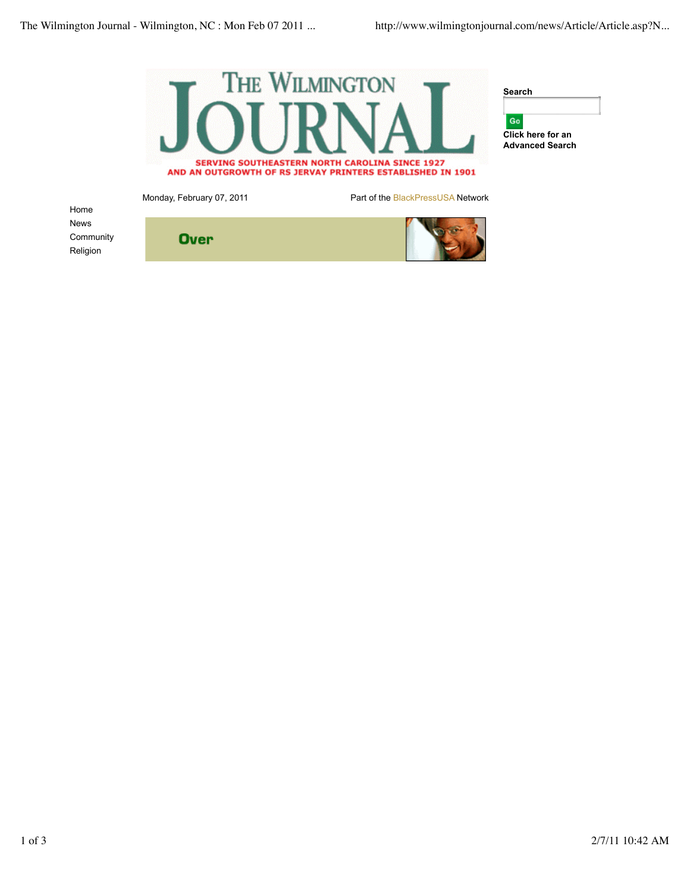# The Wilmington Journal

**SERVING SOUTHEASTERN NORTH CAROLINA SINCE 1927**
**AND AN OUTGROWTH OF RS JERVAY PRINTERS ESTABLISHED IN 1901**

**Search**

Go

**Click here for an Advanced Search**

Monday, February 07, 2011

Part of the BlackPressUSA Network

- Home
- News
- Community
- Religion

Over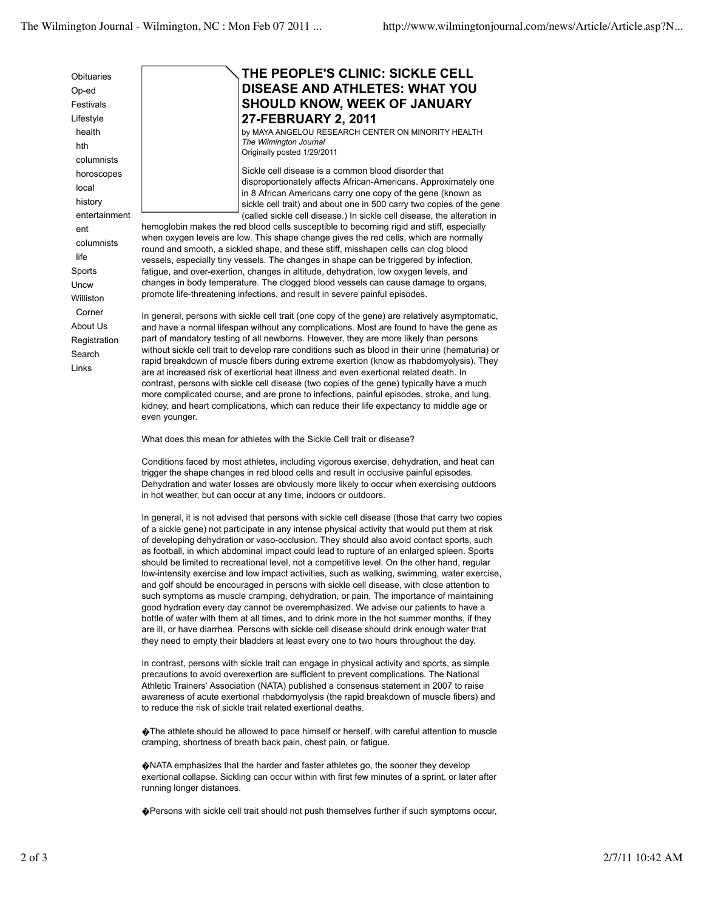Obituaries
Op-ed
Festivals
Lifestyle
health
hth
columnists
horoscopes
local
history
entertainment
ent
columnists
life
Sports
Uncw
Williston
Corner
About Us
Registration
Search
Links

# THE PEOPLE'S CLINIC: SICKLE CELL DISEASE AND ATHLETES: WHAT YOU SHOULD KNOW, WEEK OF JANUARY 27-FEBRUARY 2, 2011

by MAYA ANGELOU RESEARCH CENTER ON MINORITY HEALTH
*The Wilmington Journal*
Originally posted 1/29/2011

Sickle cell disease is a common blood disorder that disproportionately affects African-Americans. Approximately one in 8 African Americans carry one copy of the gene (known as sickle cell trait) and about one in 500 carry two copies of the gene (called sickle cell disease.) In sickle cell disease, the alteration in hemoglobin makes the red blood cells susceptible to becoming rigid and stiff, especially when oxygen levels are low. This shape change gives the red cells, which are normally round and smooth, a sickled shape, and these stiff, misshapen cells can clog blood vessels, especially tiny vessels. The changes in shape can be triggered by infection, fatigue, and over-exertion, changes in altitude, dehydration, low oxygen levels, and changes in body temperature. The clogged blood vessels can cause damage to organs, promote life-threatening infections, and result in severe painful episodes.

In general, persons with sickle cell trait (one copy of the gene) are relatively asymptomatic, and have a normal lifespan without any complications. Most are found to have the gene as part of mandatory testing of all newborns. However, they are more likely than persons without sickle cell trait to develop rare conditions such as blood in their urine (hematuria) or rapid breakdown of muscle fibers during extreme exertion (know as rhabdomyolysis). They are at increased risk of exertional heat illness and even exertional related death. In contrast, persons with sickle cell disease (two copies of the gene) typically have a much more complicated course, and are prone to infections, painful episodes, stroke, and lung, kidney, and heart complications, which can reduce their life expectancy to middle age or even younger.

What does this mean for athletes with the Sickle Cell trait or disease?

Conditions faced by most athletes, including vigorous exercise, dehydration, and heat can trigger the shape changes in red blood cells and result in occlusive painful episodes. Dehydration and water losses are obviously more likely to occur when exercising outdoors in hot weather, but can occur at any time, indoors or outdoors.

In general, it is not advised that persons with sickle cell disease (those that carry two copies of a sickle gene) not participate in any intense physical activity that would put them at risk of developing dehydration or vaso-occlusion. They should also avoid contact sports, such as football, in which abdominal impact could lead to rupture of an enlarged spleen. Sports should be limited to recreational level, not a competitive level. On the other hand, regular low-intensity exercise and low impact activities, such as walking, swimming, water exercise, and golf should be encouraged in persons with sickle cell disease, with close attention to such symptoms as muscle cramping, dehydration, or pain. The importance of maintaining good hydration every day cannot be overemphasized. We advise our patients to have a bottle of water with them at all times, and to drink more in the hot summer months, if they are ill, or have diarrhea. Persons with sickle cell disease should drink enough water that they need to empty their bladders at least every one to two hours throughout the day.

In contrast, persons with sickle trait can engage in physical activity and sports, as simple precautions to avoid overexertion are sufficient to prevent complications. The National Athletic Trainers' Association (NATA) published a consensus statement in 2007 to raise awareness of acute exertional rhabdomyolysis (the rapid breakdown of muscle fibers) and to reduce the risk of sickle trait related exertional deaths.

�The athlete should be allowed to pace himself or herself, with careful attention to muscle cramping, shortness of breath back pain, chest pain, or fatigue.

�NATA emphasizes that the harder and faster athletes go, the sooner they develop exertional collapse. Sickling can occur within with first few minutes of a sprint, or later after running longer distances.

�Persons with sickle cell trait should not push themselves further if such symptoms occur,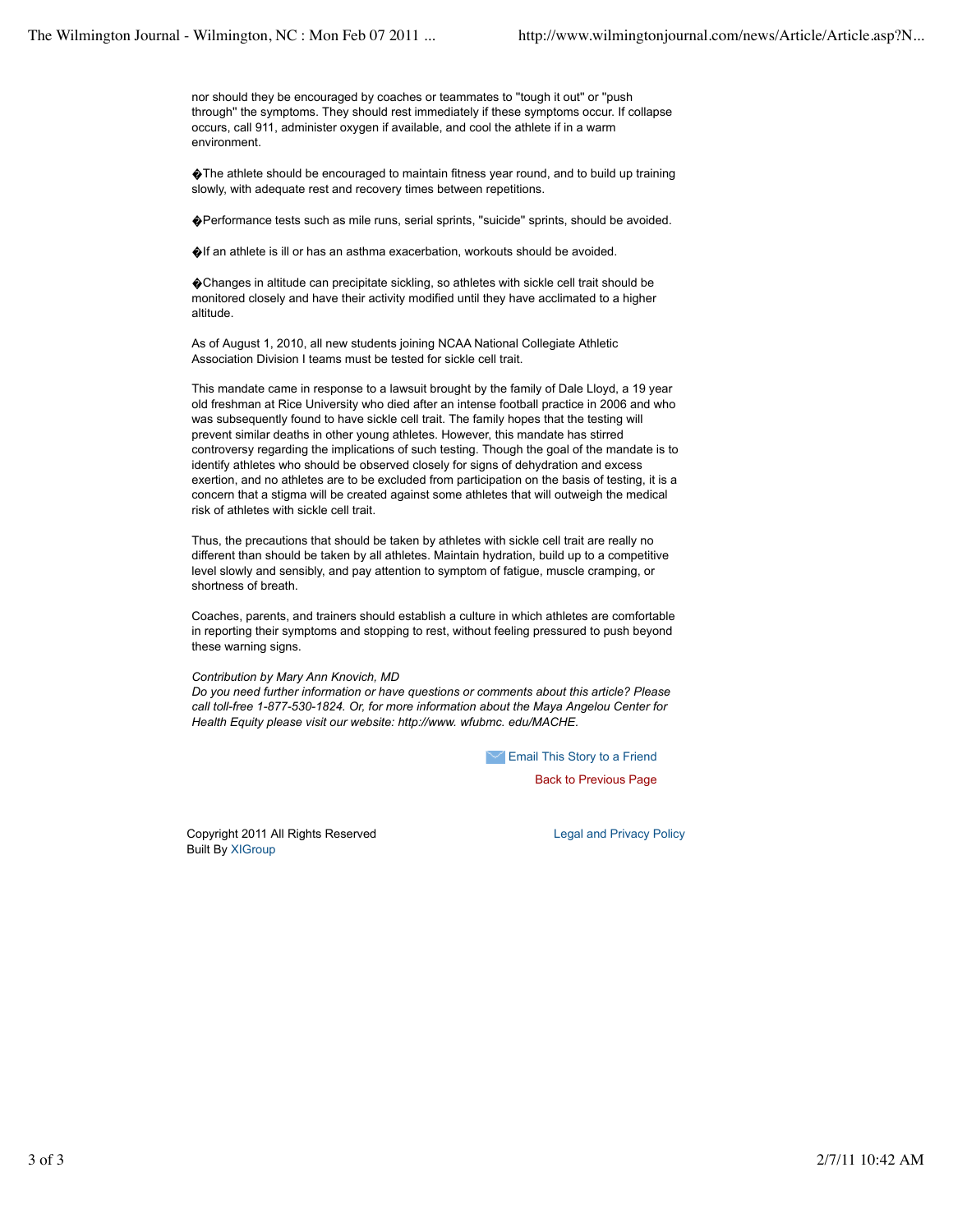nor should they be encouraged by coaches or teammates to "tough it out" or "push through" the symptoms. They should rest immediately if these symptoms occur. If collapse occurs, call 911, administer oxygen if available, and cool the athlete if in a warm environment.

�The athlete should be encouraged to maintain fitness year round, and to build up training slowly, with adequate rest and recovery times between repetitions.

�Performance tests such as mile runs, serial sprints, "suicide" sprints, should be avoided.

�If an athlete is ill or has an asthma exacerbation, workouts should be avoided.

�Changes in altitude can precipitate sickling, so athletes with sickle cell trait should be monitored closely and have their activity modified until they have acclimated to a higher altitude.

As of August 1, 2010, all new students joining NCAA National Collegiate Athletic Association Division I teams must be tested for sickle cell trait.

This mandate came in response to a lawsuit brought by the family of Dale Lloyd, a 19 year old freshman at Rice University who died after an intense football practice in 2006 and who was subsequently found to have sickle cell trait. The family hopes that the testing will prevent similar deaths in other young athletes. However, this mandate has stirred controversy regarding the implications of such testing. Though the goal of the mandate is to identify athletes who should be observed closely for signs of dehydration and excess exertion, and no athletes are to be excluded from participation on the basis of testing, it is a concern that a stigma will be created against some athletes that will outweigh the medical risk of athletes with sickle cell trait.

Thus, the precautions that should be taken by athletes with sickle cell trait are really no different than should be taken by all athletes. Maintain hydration, build up to a competitive level slowly and sensibly, and pay attention to symptom of fatigue, muscle cramping, or shortness of breath.

Coaches, parents, and trainers should establish a culture in which athletes are comfortable in reporting their symptoms and stopping to rest, without feeling pressured to push beyond these warning signs.

*Contribution by Mary Ann Knovich, MD*
*Do you need further information or have questions or comments about this article? Please call toll-free 1-877-530-1824. Or, for more information about the Maya Angelou Center for Health Equity please visit our website: http://www. wfubmc. edu/MACHE.*

Email This Story to a Friend

Back to Previous Page

Copyright 2011 All Rights Reserved
Built By XIGroup

Legal and Privacy Policy